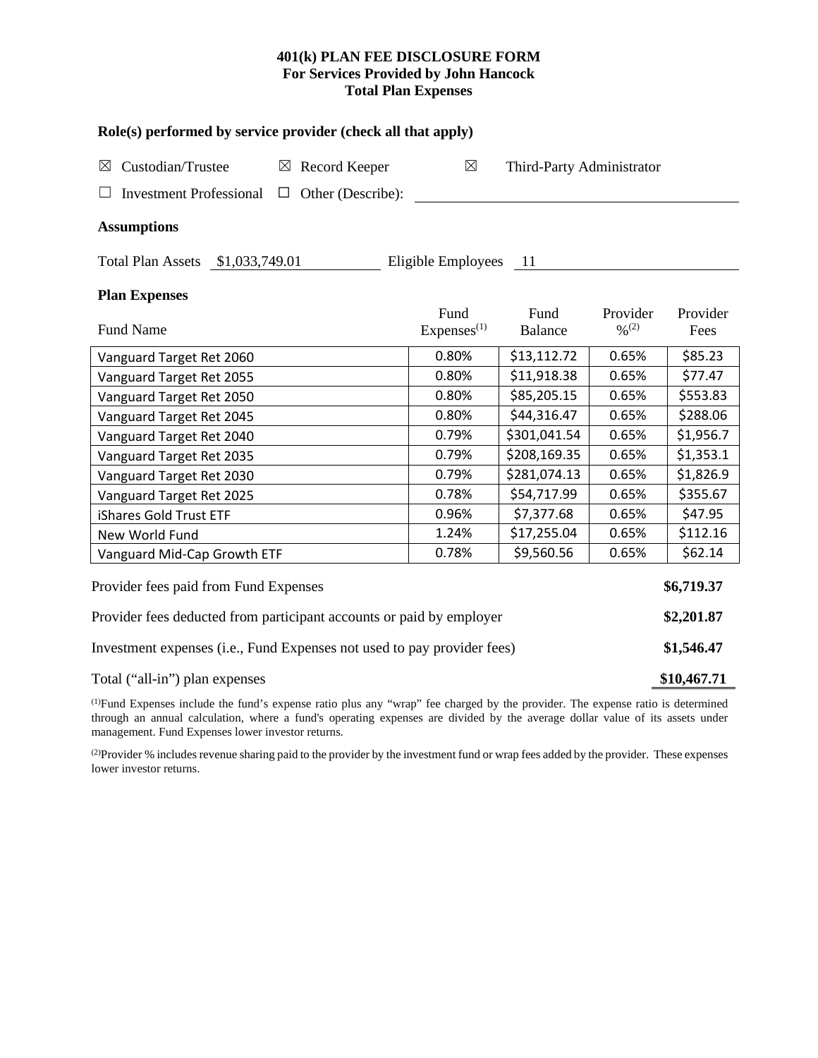# 401(k) PLAN FEE DISCLOSURE FORM
## For Services Provided by John Hancock
## Total Plan Expenses

### Role(s) performed by service provider (check all that apply)

☒ Custodian/Trustee ☒ Record Keeper ☒ Third-Party Administrator

☐ Investment Professional ☐ Other (Describe): ____________

### Assumptions

Total Plan Assets $1,033,749.01 Eligible Employees 11

### Plan Expenses

| Fund Name | Fund Expenses(1) | Fund Balance | Provider %(2) | Provider Fees |
|---|---|---|---|---|
| Vanguard Target Ret 2060 | 0.80% | $13,112.72 | 0.65% | $85.23 |
| Vanguard Target Ret 2055 | 0.80% | $11,918.38 | 0.65% | $77.47 |
| Vanguard Target Ret 2050 | 0.80% | $85,205.15 | 0.65% | $553.83 |
| Vanguard Target Ret 2045 | 0.80% | $44,316.47 | 0.65% | $288.06 |
| Vanguard Target Ret 2040 | 0.79% | $301,041.54 | 0.65% | $1,956.7 |
| Vanguard Target Ret 2035 | 0.79% | $208,169.35 | 0.65% | $1,353.1 |
| Vanguard Target Ret 2030 | 0.79% | $281,074.13 | 0.65% | $1,826.9 |
| Vanguard Target Ret 2025 | 0.78% | $54,717.99 | 0.65% | $355.67 |
| iShares Gold Trust ETF | 0.96% | $7,377.68 | 0.65% | $47.95 |
| New World Fund | 1.24% | $17,255.04 | 0.65% | $112.16 |
| Vanguard Mid-Cap Growth ETF | 0.78% | $9,560.56 | 0.65% | $62.14 |

| | |
|---|---|
| Provider fees paid from Fund Expenses | **$6,719.37** |
| Provider fees deducted from participant accounts or paid by employer | **$2,201.87** |
| Investment expenses (i.e., Fund Expenses not used to pay provider fees) | **$1,546.47** |
| Total ("all-in") plan expenses | **$10,467.71** |

(1)Fund Expenses include the fund's expense ratio plus any "wrap" fee charged by the provider. The expense ratio is determined through an annual calculation, where a fund's operating expenses are divided by the average dollar value of its assets under management. Fund Expenses lower investor returns.

(2)Provider % includes revenue sharing paid to the provider by the investment fund or wrap fees added by the provider. These expenses lower investor returns.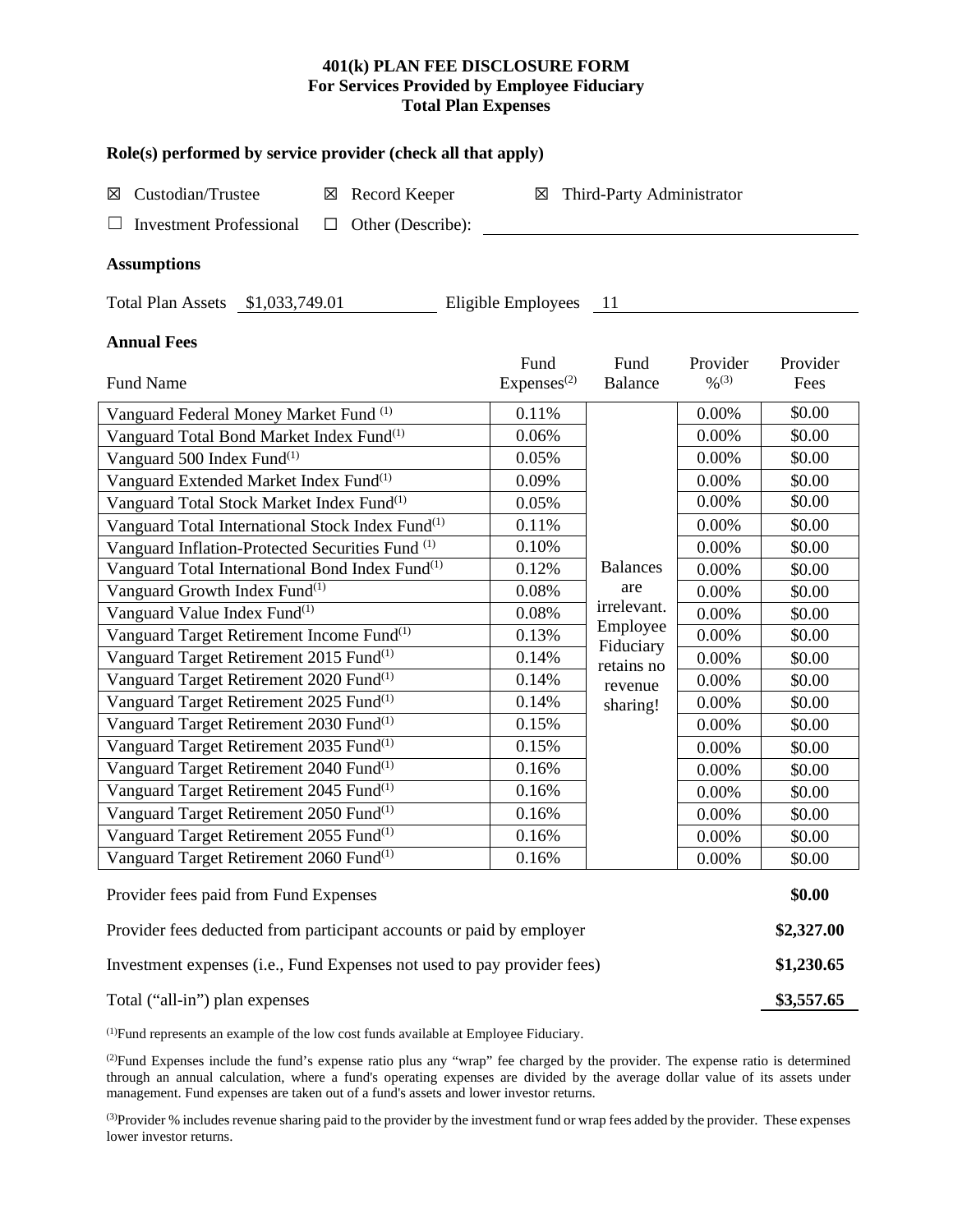**401(k) PLAN FEE DISCLOSURE FORM**
**For Services Provided by Employee Fiduciary**
**Total Plan Expenses**

### Role(s) performed by service provider (check all that apply)

☒ Custodian/Trustee ☒ Record Keeper ☒ Third-Party Administrator

☐ Investment Professional ☐ Other (Describe): ______________________

### Assumptions

Total Plan Assets $1,033,749.01 Eligible Employees 11

### Annual Fees

| Fund Name | Fund Expenses[2] | Fund Balance | Provider %[3] | Provider Fees |
|---|---|---|---|---|
| Vanguard Federal Money Market Fund [1] | 0.11% | Balances are irrelevant. Employee Fiduciary retains no revenue sharing! | 0.00% | $0.00 |
| Vanguard Total Bond Market Index Fund[1] | 0.06% | | 0.00% | $0.00 |
| Vanguard 500 Index Fund[1] | 0.05% | | 0.00% | $0.00 |
| Vanguard Extended Market Index Fund[1] | 0.09% | | 0.00% | $0.00 |
| Vanguard Total Stock Market Index Fund[1] | 0.05% | | 0.00% | $0.00 |
| Vanguard Total International Stock Index Fund[1] | 0.11% | | 0.00% | $0.00 |
| Vanguard Inflation-Protected Securities Fund [1] | 0.10% | | 0.00% | $0.00 |
| Vanguard Total International Bond Index Fund[1] | 0.12% | | 0.00% | $0.00 |
| Vanguard Growth Index Fund[1] | 0.08% | | 0.00% | $0.00 |
| Vanguard Value Index Fund[1] | 0.08% | | 0.00% | $0.00 |
| Vanguard Target Retirement Income Fund[1] | 0.13% | | 0.00% | $0.00 |
| Vanguard Target Retirement 2015 Fund[1] | 0.14% | | 0.00% | $0.00 |
| Vanguard Target Retirement 2020 Fund[1] | 0.14% | | 0.00% | $0.00 |
| Vanguard Target Retirement 2025 Fund[1] | 0.14% | | 0.00% | $0.00 |
| Vanguard Target Retirement 2030 Fund[1] | 0.15% | | 0.00% | $0.00 |
| Vanguard Target Retirement 2035 Fund[1] | 0.15% | | 0.00% | $0.00 |
| Vanguard Target Retirement 2040 Fund[1] | 0.16% | | 0.00% | $0.00 |
| Vanguard Target Retirement 2045 Fund[1] | 0.16% | | 0.00% | $0.00 |
| Vanguard Target Retirement 2050 Fund[1] | 0.16% | | 0.00% | $0.00 |
| Vanguard Target Retirement 2055 Fund[1] | 0.16% | | 0.00% | $0.00 |
| Vanguard Target Retirement 2060 Fund[1] | 0.16% | | 0.00% | $0.00 |

| | |
|---|---|
| Provider fees paid from Fund Expenses | **$0.00** |
| Provider fees deducted from participant accounts or paid by employer | **$2,327.00** |
| Investment expenses (i.e., Fund Expenses not used to pay provider fees) | **$1,230.65** |
| Total ("all-in") plan expenses | **$3,557.65** |

[1]Fund represents an example of the low cost funds available at Employee Fiduciary.

[2]Fund Expenses include the fund's expense ratio plus any "wrap" fee charged by the provider. The expense ratio is determined through an annual calculation, where a fund's operating expenses are divided by the average dollar value of its assets under management. Fund expenses are taken out of a fund's assets and lower investor returns.

[3]Provider % includes revenue sharing paid to the provider by the investment fund or wrap fees added by the provider. These expenses lower investor returns.